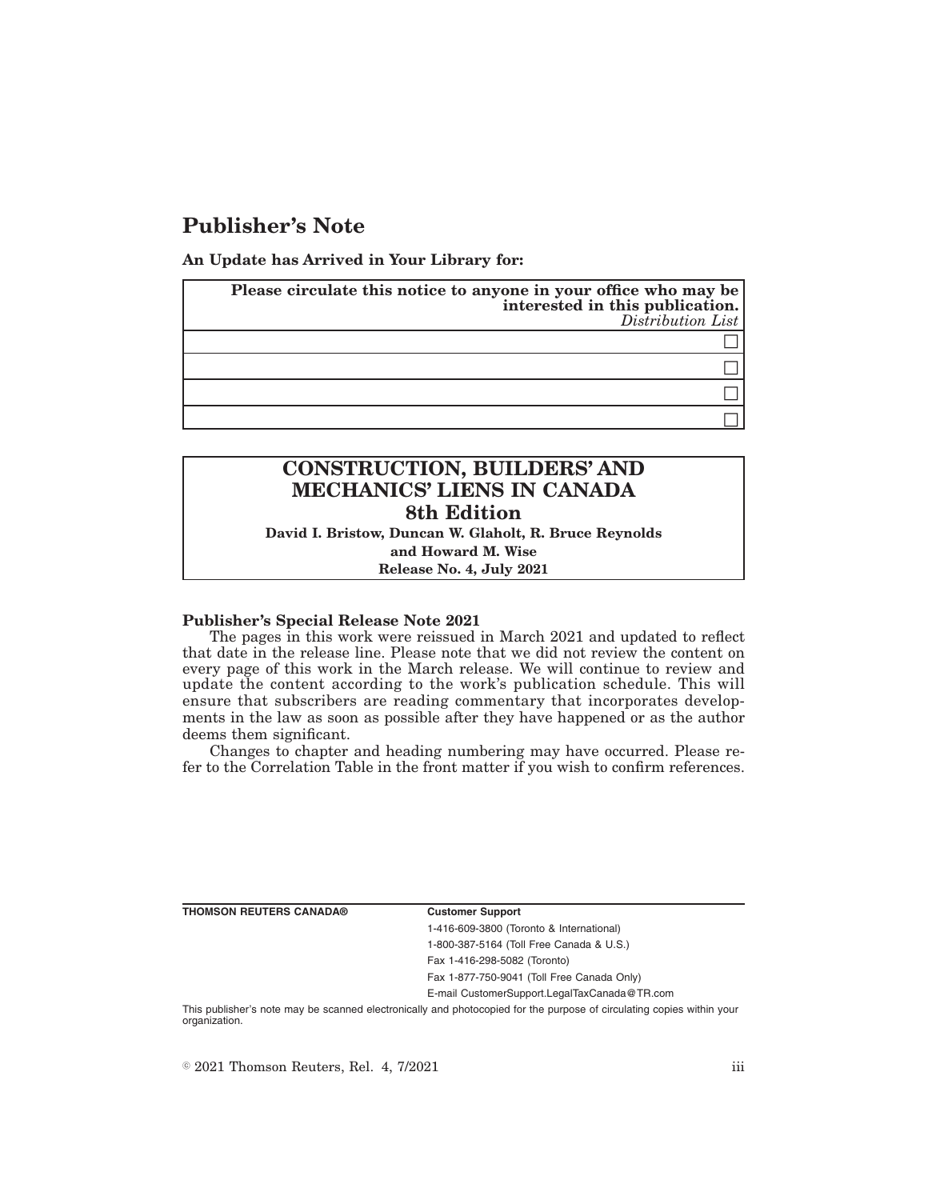# Publisher's Note

**An Update has Arrived in Your Library for:**

| **Please circulate this notice to anyone in your office who may be interested in this publication.** *Distribution List* |
|---|
| ☐ |
| ☐ |
| ☐ |
| ☐ |

## CONSTRUCTION, BUILDERS' AND MECHANICS' LIENS IN CANADA
## 8th Edition

**David I. Bristow, Duncan W. Glaholt, R. Bruce Reynolds and Howard M. Wise**

**Release No. 4, July 2021**

**Publisher's Special Release Note 2021**

The pages in this work were reissued in March 2021 and updated to reflect that date in the release line. Please note that we did not review the content on every page of this work in the March release. We will continue to review and update the content according to the work's publication schedule. This will ensure that subscribers are reading commentary that incorporates developments in the law as soon as possible after they have happened or as the author deems them significant.

Changes to chapter and heading numbering may have occurred. Please refer to the Correlation Table in the front matter if you wish to confirm references.

**THOMSON REUTERS CANADA®**

**Customer Support**

1-416-609-3800 (Toronto & International)

1-800-387-5164 (Toll Free Canada & U.S.)

Fax 1-416-298-5082 (Toronto)

Fax 1-877-750-9041 (Toll Free Canada Only)

E-mail CustomerSupport.LegalTaxCanada@TR.com

This publisher's note may be scanned electronically and photocopied for the purpose of circulating copies within your organization.

© 2021 Thomson Reuters, Rel. 4, 7/2021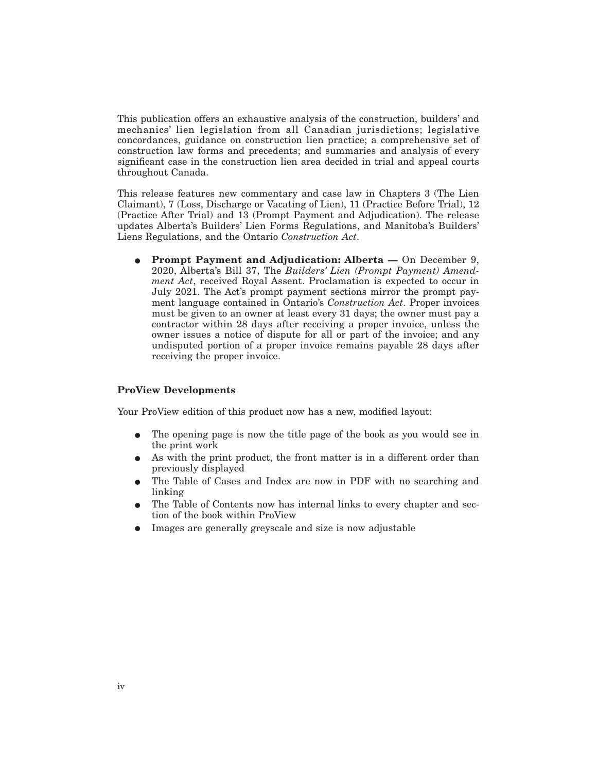This publication offers an exhaustive analysis of the construction, builders' and mechanics' lien legislation from all Canadian jurisdictions; legislative concordances, guidance on construction lien practice; a comprehensive set of construction law forms and precedents; and summaries and analysis of every significant case in the construction lien area decided in trial and appeal courts throughout Canada.

This release features new commentary and case law in Chapters 3 (The Lien Claimant), 7 (Loss, Discharge or Vacating of Lien), 11 (Practice Before Trial), 12 (Practice After Trial) and 13 (Prompt Payment and Adjudication). The release updates Alberta's Builders' Lien Forms Regulations, and Manitoba's Builders' Liens Regulations, and the Ontario *Construction Act*.

- **Prompt Payment and Adjudication: Alberta —** On December 9, 2020, Alberta's Bill 37, The *Builders' Lien (Prompt Payment) Amendment Act*, received Royal Assent. Proclamation is expected to occur in July 2021. The Act's prompt payment sections mirror the prompt payment language contained in Ontario's *Construction Act*. Proper invoices must be given to an owner at least every 31 days; the owner must pay a contractor within 28 days after receiving a proper invoice, unless the owner issues a notice of dispute for all or part of the invoice; and any undisputed portion of a proper invoice remains payable 28 days after receiving the proper invoice.

**ProView Developments**

Your ProView edition of this product now has a new, modified layout:

- The opening page is now the title page of the book as you would see in the print work
- As with the print product, the front matter is in a different order than previously displayed
- The Table of Cases and Index are now in PDF with no searching and linking
- The Table of Contents now has internal links to every chapter and section of the book within ProView
- Images are generally greyscale and size is now adjustable